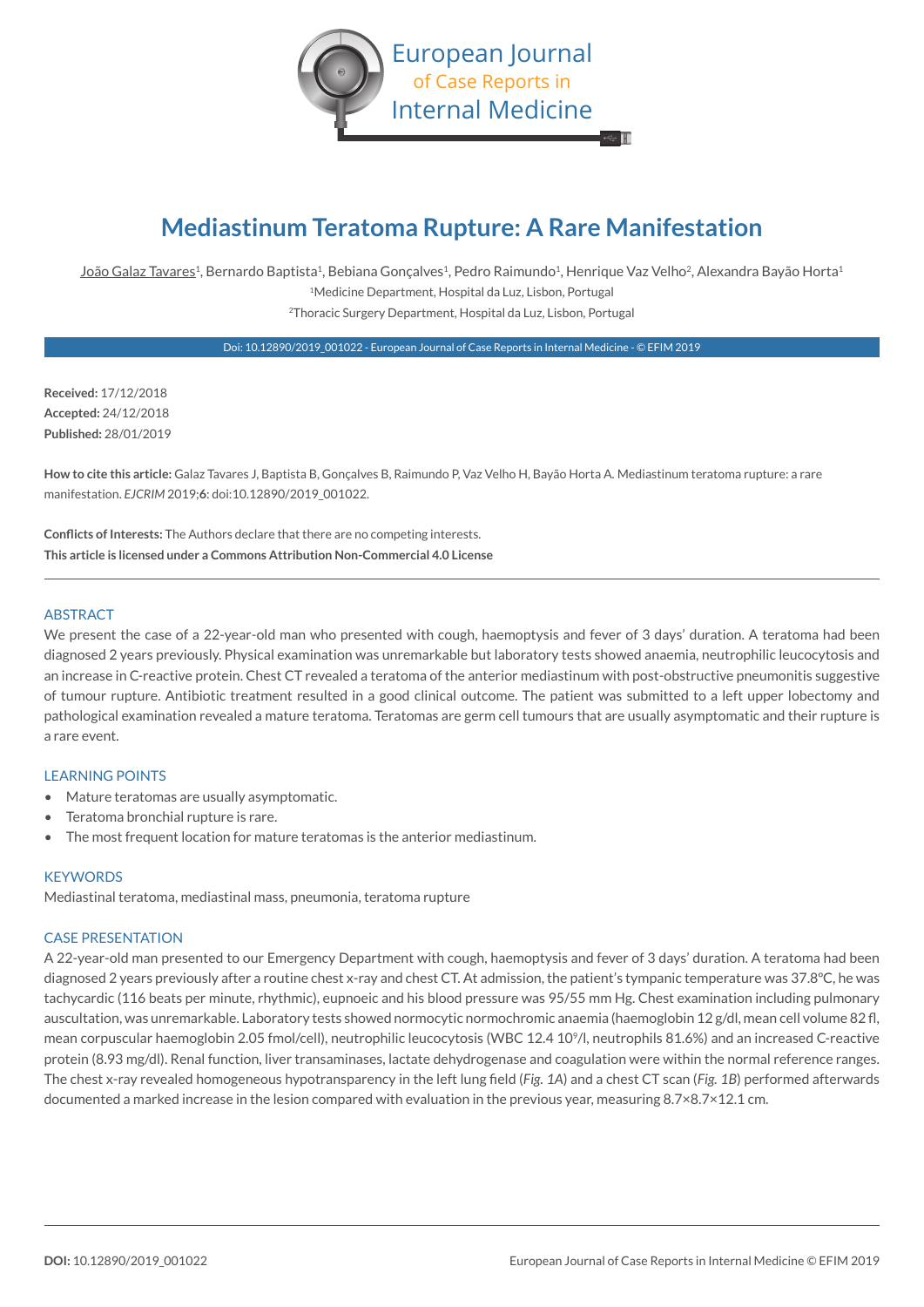# Mediastinum Teratoma Rupture: A Rare Manifestation

João Galaz Tavares[1], Bernardo Baptista[1], Bebiana Gonçalves[1], Pedro Raimundo[1], Henrique Vaz Velho[2], Alexandra Bayão Horta[1]

[1]Medicine Department, Hospital da Luz, Lisbon, Portugal

[2]Thoracic Surgery Department, Hospital da Luz, Lisbon, Portugal

Doi: 10.12890/2019_001022 - European Journal of Case Reports in Internal Medicine - © EFIM 2019

**Received:** 17/12/2018
**Accepted:** 24/12/2018
**Published:** 28/01/2019

**How to cite this article:** Galaz Tavares J, Baptista B, Gonçalves B, Raimundo P, Vaz Velho H, Bayão Horta A. Mediastinum teratoma rupture: a rare manifestation. *EJCRIM* 2019;**6**: doi:10.12890/2019_001022.

**Conflicts of Interests:** The Authors declare that there are no competing interests.
**This article is licensed under a Commons Attribution Non-Commercial 4.0 License**

## ABSTRACT

We present the case of a 22-year-old man who presented with cough, haemoptysis and fever of 3 days' duration. A teratoma had been diagnosed 2 years previously. Physical examination was unremarkable but laboratory tests showed anaemia, neutrophilic leucocytosis and an increase in C-reactive protein. Chest CT revealed a teratoma of the anterior mediastinum with post-obstructive pneumonitis suggestive of tumour rupture. Antibiotic treatment resulted in a good clinical outcome. The patient was submitted to a left upper lobectomy and pathological examination revealed a mature teratoma. Teratomas are germ cell tumours that are usually asymptomatic and their rupture is a rare event.

## LEARNING POINTS

- Mature teratomas are usually asymptomatic.
- Teratoma bronchial rupture is rare.
- The most frequent location for mature teratomas is the anterior mediastinum.

## KEYWORDS

Mediastinal teratoma, mediastinal mass, pneumonia, teratoma rupture

## CASE PRESENTATION

A 22-year-old man presented to our Emergency Department with cough, haemoptysis and fever of 3 days' duration. A teratoma had been diagnosed 2 years previously after a routine chest x-ray and chest CT. At admission, the patient's tympanic temperature was 37.8°C, he was tachycardic (116 beats per minute, rhythmic), eupnoeic and his blood pressure was 95/55 mm Hg. Chest examination including pulmonary auscultation, was unremarkable. Laboratory tests showed normocytic normochromic anaemia (haemoglobin 12 g/dl, mean cell volume 82 fl, mean corpuscular haemoglobin 2.05 fmol/cell), neutrophilic leucocytosis (WBC 12.4 $10^9$/l, neutrophils 81.6%) and an increased C-reactive protein (8.93 mg/dl). Renal function, liver transaminases, lactate dehydrogenase and coagulation were within the normal reference ranges. The chest x-ray revealed homogeneous hypotransparency in the left lung field (*Fig. 1A*) and a chest CT scan (*Fig. 1B*) performed afterwards documented a marked increase in the lesion compared with evaluation in the previous year, measuring 8.7×8.7×12.1 cm.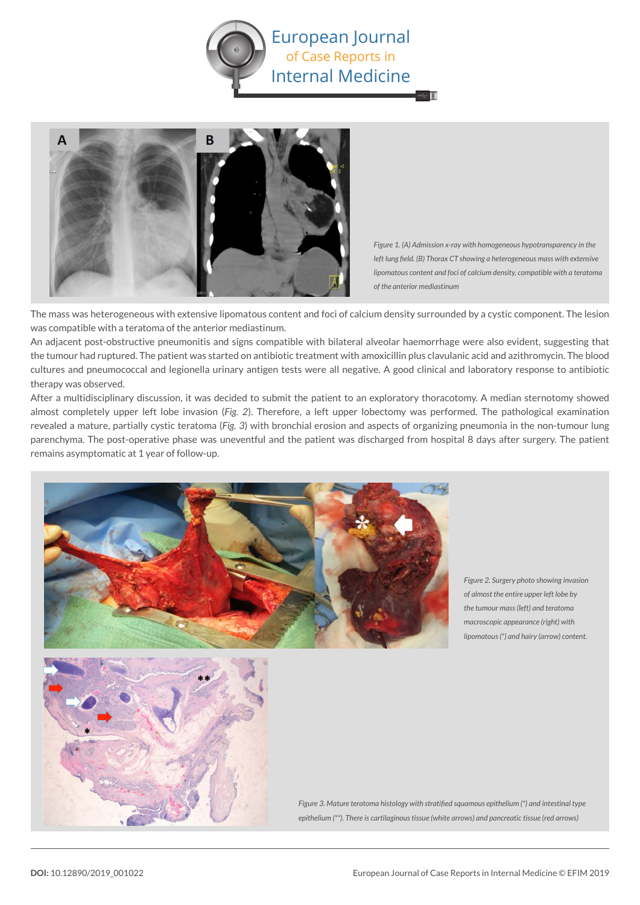Figure 1. (A) Admission x-ray with homogeneous hypotransparency in the left lung field. (B) Thorax CT showing a heterogeneous mass with extensive lipomatous content and foci of calcium density, compatible with a teratoma of the anterior mediastinum

The mass was heterogeneous with extensive lipomatous content and foci of calcium density surrounded by a cystic component. The lesion was compatible with a teratoma of the anterior mediastinum.

An adjacent post-obstructive pneumonitis and signs compatible with bilateral alveolar haemorrhage were also evident, suggesting that the tumour had ruptured. The patient was started on antibiotic treatment with amoxicillin plus clavulanic acid and azithromycin. The blood cultures and pneumococcal and legionella urinary antigen tests were all negative. A good clinical and laboratory response to antibiotic therapy was observed.

After a multidisciplinary discussion, it was decided to submit the patient to an exploratory thoracotomy. A median sternotomy showed almost completely upper left lobe invasion (*Fig. 2*). Therefore, a left upper lobectomy was performed. The pathological examination revealed a mature, partially cystic teratoma (*Fig. 3*) with bronchial erosion and aspects of organizing pneumonia in the non-tumour lung parenchyma. The post-operative phase was uneventful and the patient was discharged from hospital 8 days after surgery. The patient remains asymptomatic at 1 year of follow-up.

Figure 2. Surgery photo showing invasion of almost the entire upper left lobe by the tumour mass (left) and teratoma macroscopic appearance (right) with lipomatous (*) and hairy (arrow) content.

Figure 3. Mature teratoma histology with stratified squamous epithelium (*) and intestinal type epithelium (**). There is cartilaginous tissue (white arrows) and pancreatic tissue (red arrows)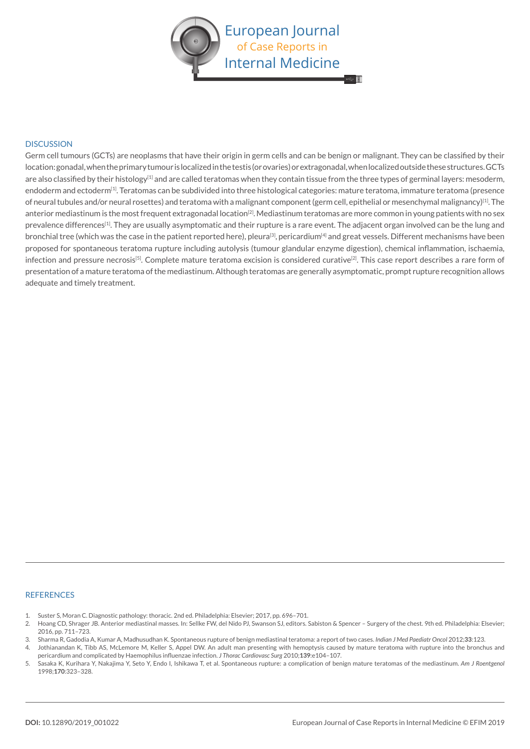## DISCUSSION

Germ cell tumours (GCTs) are neoplasms that have their origin in germ cells and can be benign or malignant. They can be classified by their location: gonadal, when the primary tumour is localized in the testis (or ovaries) or extragonadal, when localized outside these structures. GCTs are also classified by their histology[1] and are called teratomas when they contain tissue from the three types of germinal layers: mesoderm, endoderm and ectoderm[1]. Teratomas can be subdivided into three histological categories: mature teratoma, immature teratoma (presence of neural tubules and/or neural rosettes) and teratoma with a malignant component (germ cell, epithelial or mesenchymal malignancy)[1]. The anterior mediastinum is the most frequent extragonadal location[2]. Mediastinum teratomas are more common in young patients with no sex prevalence differences[1]. They are usually asymptomatic and their rupture is a rare event. The adjacent organ involved can be the lung and bronchial tree (which was the case in the patient reported here), pleura[3], pericardium[4] and great vessels. Different mechanisms have been proposed for spontaneous teratoma rupture including autolysis (tumour glandular enzyme digestion), chemical inflammation, ischaemia, infection and pressure necrosis[5]. Complete mature teratoma excision is considered curative[2]. This case report describes a rare form of presentation of a mature teratoma of the mediastinum. Although teratomas are generally asymptomatic, prompt rupture recognition allows adequate and timely treatment.

## REFERENCES

1. Suster S, Moran C. Diagnostic pathology: thoracic. 2nd ed. Philadelphia: Elsevier; 2017, pp. 696–701.
2. Hoang CD, Shrager JB. Anterior mediastinal masses. In: Sellke FW, del Nido PJ, Swanson SJ, editors. Sabiston & Spencer – Surgery of the chest. 9th ed. Philadelphia: Elsevier; 2016, pp. 711–723.
3. Sharma R, Gadodia A, Kumar A, Madhusudhan K. Spontaneous rupture of benign mediastinal teratoma: a report of two cases. *Indian J Med Paediatr Oncol* 2012;**33**:123.
4. Jothianandan K, Tibb AS, McLemore M, Keller S, Appel DW. An adult man presenting with hemoptysis caused by mature teratoma with rupture into the bronchus and pericardium and complicated by Haemophilus influenzae infection. *J Thorac Cardiovasc Surg* 2010;**139**:e104–107.
5. Sasaka K, Kurihara Y, Nakajima Y, Seto Y, Endo I, Ishikawa T, et al. Spontaneous rupture: a complication of benign mature teratomas of the mediastinum. *Am J Roentgenol* 1998;**170**:323–328.